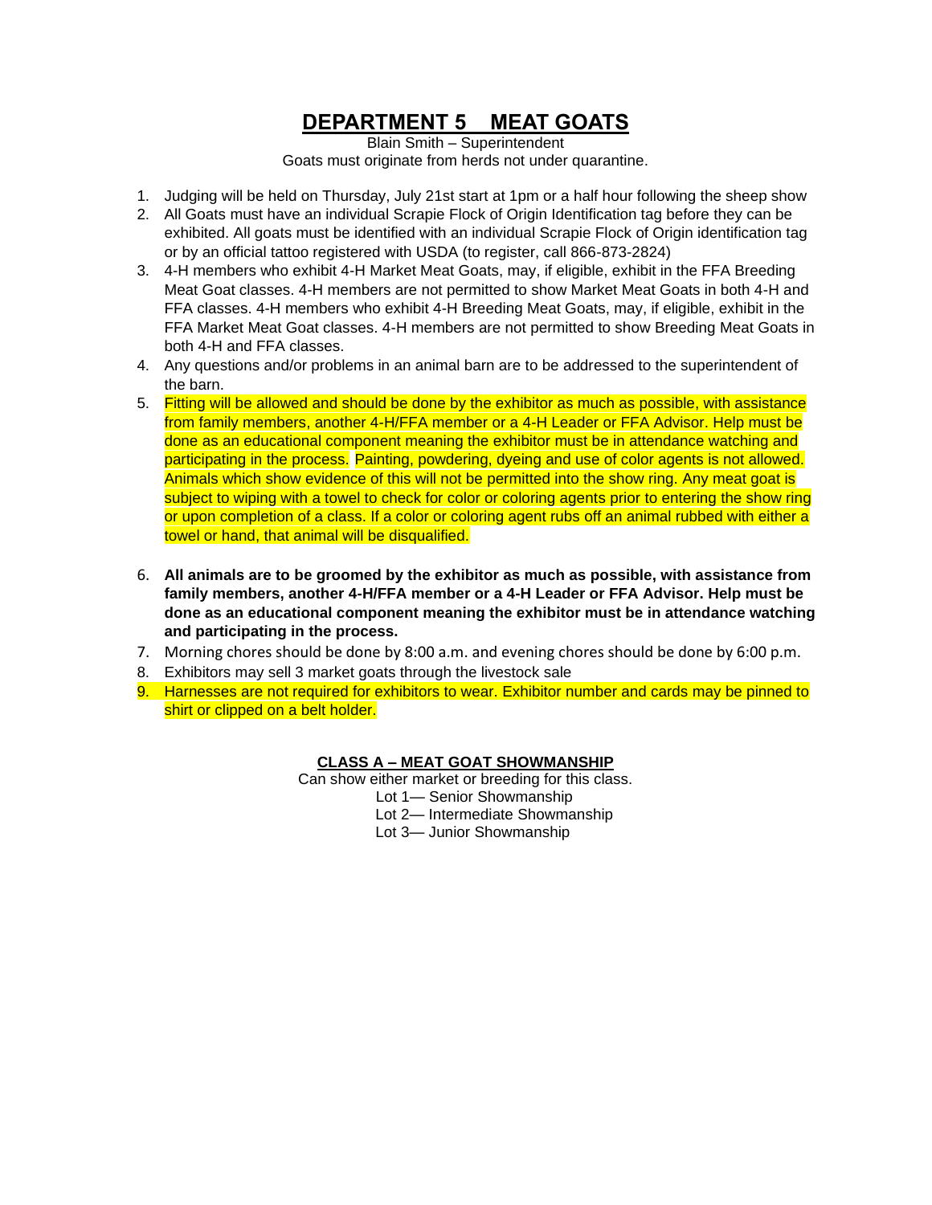# DEPARTMENT 5    MEAT GOATS

Blain Smith – Superintendent

Goats must originate from herds not under quarantine.

1. Judging will be held on Thursday, July 21st start at 1pm or a half hour following the sheep show
2. All Goats must have an individual Scrapie Flock of Origin Identification tag before they can be exhibited. All goats must be identified with an individual Scrapie Flock of Origin identification tag or by an official tattoo registered with USDA (to register, call 866-873-2824)
3. 4-H members who exhibit 4-H Market Meat Goats, may, if eligible, exhibit in the FFA Breeding Meat Goat classes. 4-H members are not permitted to show Market Meat Goats in both 4-H and FFA classes. 4-H members who exhibit 4-H Breeding Meat Goats, may, if eligible, exhibit in the FFA Market Meat Goat classes. 4-H members are not permitted to show Breeding Meat Goats in both 4-H and FFA classes.
4. Any questions and/or problems in an animal barn are to be addressed to the superintendent of the barn.
5. Fitting will be allowed and should be done by the exhibitor as much as possible, with assistance from family members, another 4-H/FFA member or a 4-H Leader or FFA Advisor. Help must be done as an educational component meaning the exhibitor must be in attendance watching and participating in the process. Painting, powdering, dyeing and use of color agents is not allowed. Animals which show evidence of this will not be permitted into the show ring. Any meat goat is subject to wiping with a towel to check for color or coloring agents prior to entering the show ring or upon completion of a class. If a color or coloring agent rubs off an animal rubbed with either a towel or hand, that animal will be disqualified.
6. **All animals are to be groomed by the exhibitor as much as possible, with assistance from family members, another 4-H/FFA member or a 4-H Leader or FFA Advisor. Help must be done as an educational component meaning the exhibitor must be in attendance watching and participating in the process.**
7. Morning chores should be done by 8:00 a.m. and evening chores should be done by 6:00 p.m.
8. Exhibitors may sell 3 market goats through the livestock sale
9. Harnesses are not required for exhibitors to wear. Exhibitor number and cards may be pinned to shirt or clipped on a belt holder.

## CLASS A – MEAT GOAT SHOWMANSHIP

Can show either market or breeding for this class.

Lot 1— Senior Showmanship
Lot 2— Intermediate Showmanship
Lot 3— Junior Showmanship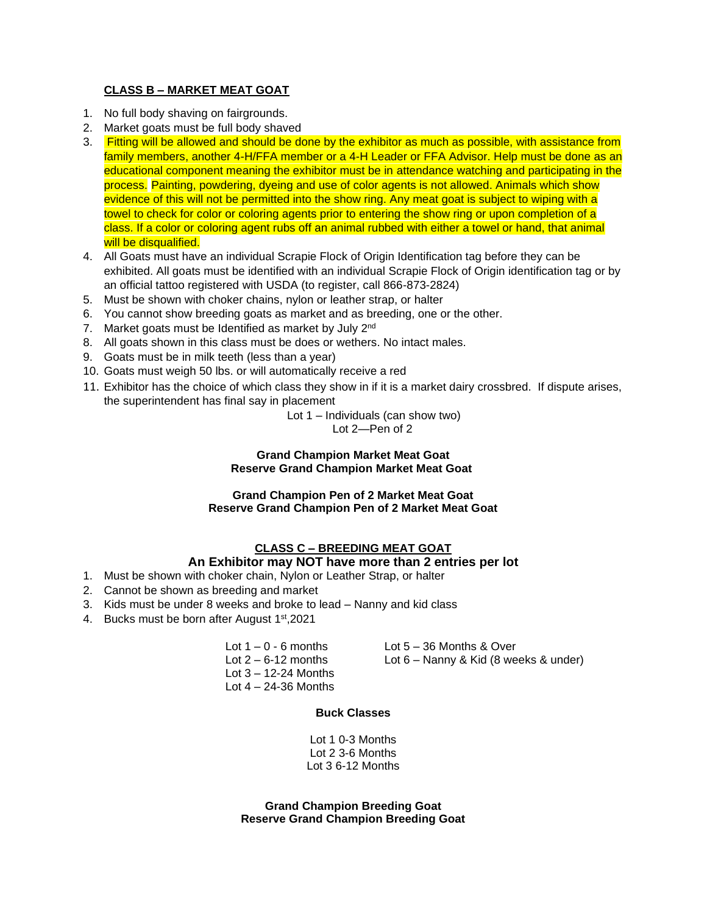## CLASS B – MARKET MEAT GOAT

1. No full body shaving on fairgrounds.
2. Market goats must be full body shaved
3. Fitting will be allowed and should be done by the exhibitor as much as possible, with assistance from family members, another 4-H/FFA member or a 4-H Leader or FFA Advisor. Help must be done as an educational component meaning the exhibitor must be in attendance watching and participating in the process. Painting, powdering, dyeing and use of color agents is not allowed. Animals which show evidence of this will not be permitted into the show ring. Any meat goat is subject to wiping with a towel to check for color or coloring agents prior to entering the show ring or upon completion of a class. If a color or coloring agent rubs off an animal rubbed with either a towel or hand, that animal will be disqualified.
4. All Goats must have an individual Scrapie Flock of Origin Identification tag before they can be exhibited. All goats must be identified with an individual Scrapie Flock of Origin identification tag or by an official tattoo registered with USDA (to register, call 866-873-2824)
5. Must be shown with choker chains, nylon or leather strap, or halter
6. You cannot show breeding goats as market and as breeding, one or the other.
7. Market goats must be Identified as market by July 2nd
8. All goats shown in this class must be does or wethers. No intact males.
9. Goats must be in milk teeth (less than a year)
10. Goats must weigh 50 lbs. or will automatically receive a red
11. Exhibitor has the choice of which class they show in if it is a market dairy crossbred. If dispute arises, the superintendent has final say in placement

Lot 1 – Individuals (can show two)
Lot 2—Pen of 2

**Grand Champion Market Meat Goat**
**Reserve Grand Champion Market Meat Goat**

**Grand Champion Pen of 2 Market Meat Goat**
**Reserve Grand Champion Pen of 2 Market Meat Goat**

## CLASS C – BREEDING MEAT GOAT

### An Exhibitor may NOT have more than 2 entries per lot

1. Must be shown with choker chain, Nylon or Leather Strap, or halter
2. Cannot be shown as breeding and market
3. Kids must be under 8 weeks and broke to lead – Nanny and kid class
4. Bucks must be born after August 1st,2021

Lot 1 – 0 - 6 months
Lot 2 – 6-12 months
Lot 3 – 12-24 Months
Lot 4 – 24-36 Months
Lot 5 – 36 Months & Over
Lot 6 – Nanny & Kid (8 weeks & under)

**Buck Classes**

Lot 1 0-3 Months
Lot 2 3-6 Months
Lot 3 6-12 Months

**Grand Champion Breeding Goat**
**Reserve Grand Champion Breeding Goat**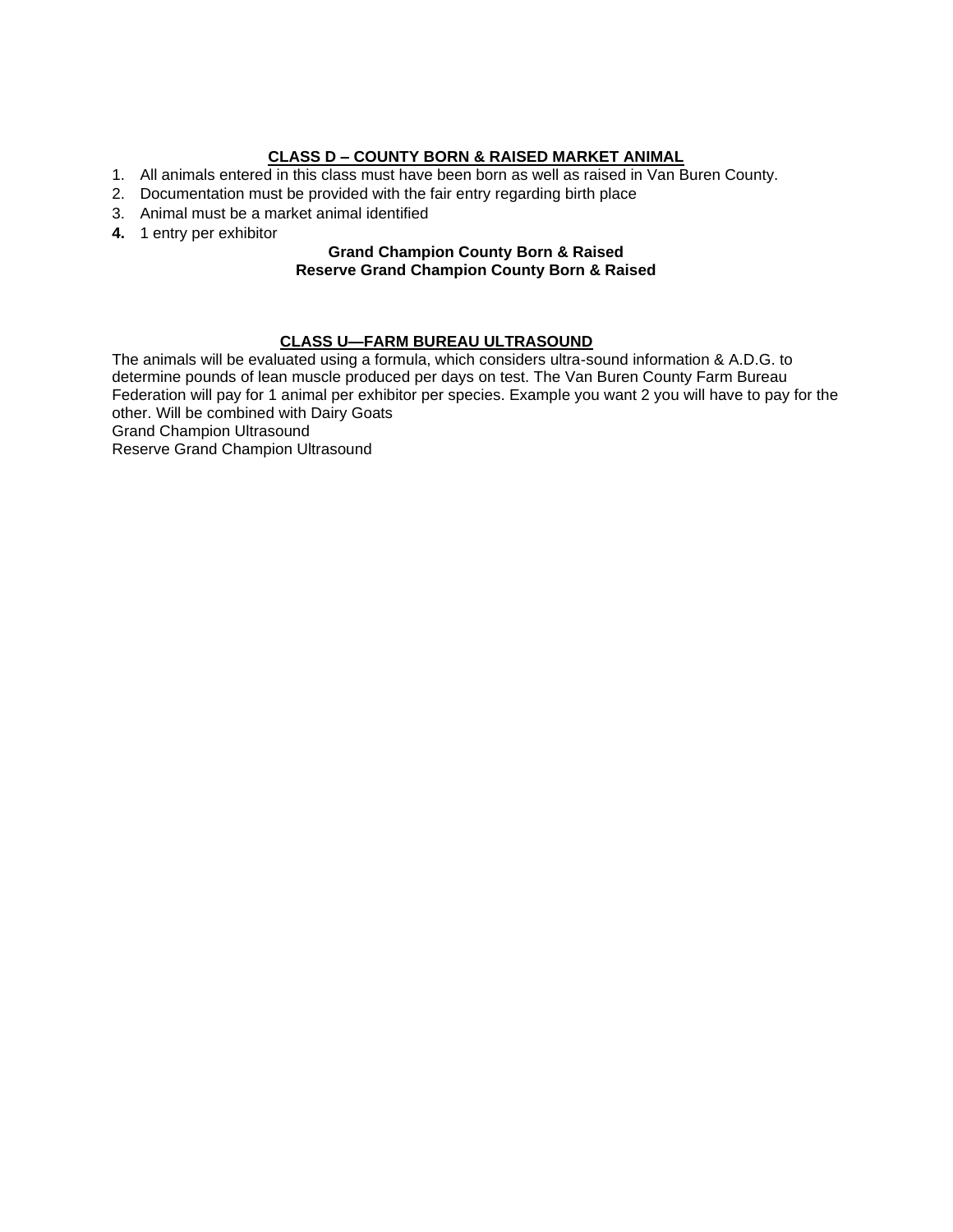## CLASS D – COUNTY BORN & RAISED MARKET ANIMAL

1. All animals entered in this class must have been born as well as raised in Van Buren County.
2. Documentation must be provided with the fair entry regarding birth place
3. Animal must be a market animal identified
4. 1 entry per exhibitor

**Grand Champion County Born & Raised**
**Reserve Grand Champion County Born & Raised**

## CLASS U—FARM BUREAU ULTRASOUND

The animals will be evaluated using a formula, which considers ultra-sound information & A.D.G. to determine pounds of lean muscle produced per days on test. The Van Buren County Farm Bureau Federation will pay for 1 animal per exhibitor per species. Example you want 2 you will have to pay for the other. Will be combined with Dairy Goats

Grand Champion Ultrasound
Reserve Grand Champion Ultrasound